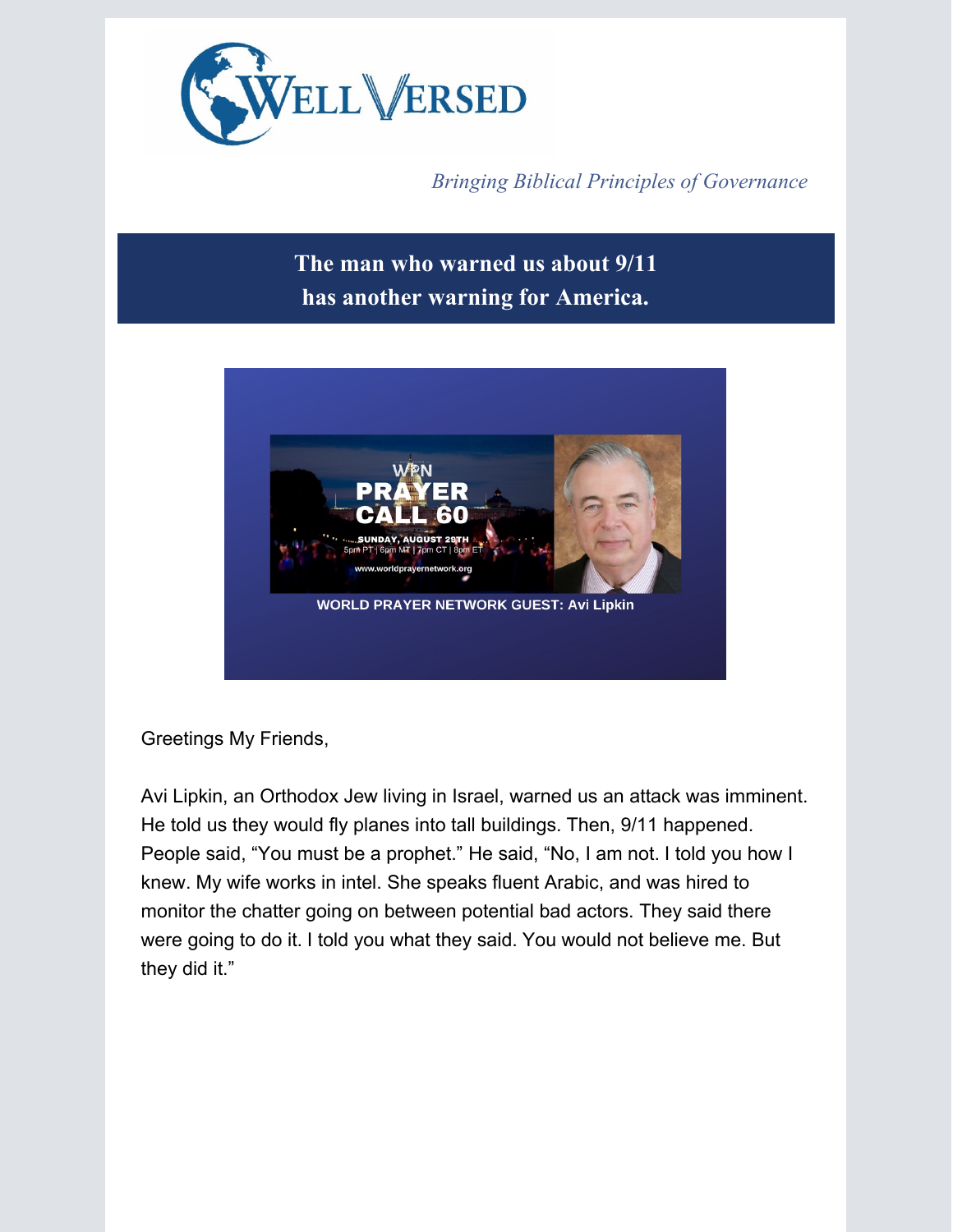# WELL VERSED

*Bringing Biblical Principles of Governance*

## The man who warned us about 9/11 has another warning for America.

WPN PRAYER CALL 60

SUNDAY, AUGUST 29TH
5pm PT | 6pm MT | 7pm CT | 8pm ET

www.worldprayernetwork.org

**WORLD PRAYER NETWORK GUEST: Avi Lipkin**

Greetings My Friends,

Avi Lipkin, an Orthodox Jew living in Israel, warned us an attack was imminent. He told us they would fly planes into tall buildings. Then, 9/11 happened. People said, "You must be a prophet." He said, "No, I am not. I told you how I knew. My wife works in intel. She speaks fluent Arabic, and was hired to monitor the chatter going on between potential bad actors. They said there were going to do it. I told you what they said. You would not believe me. But they did it."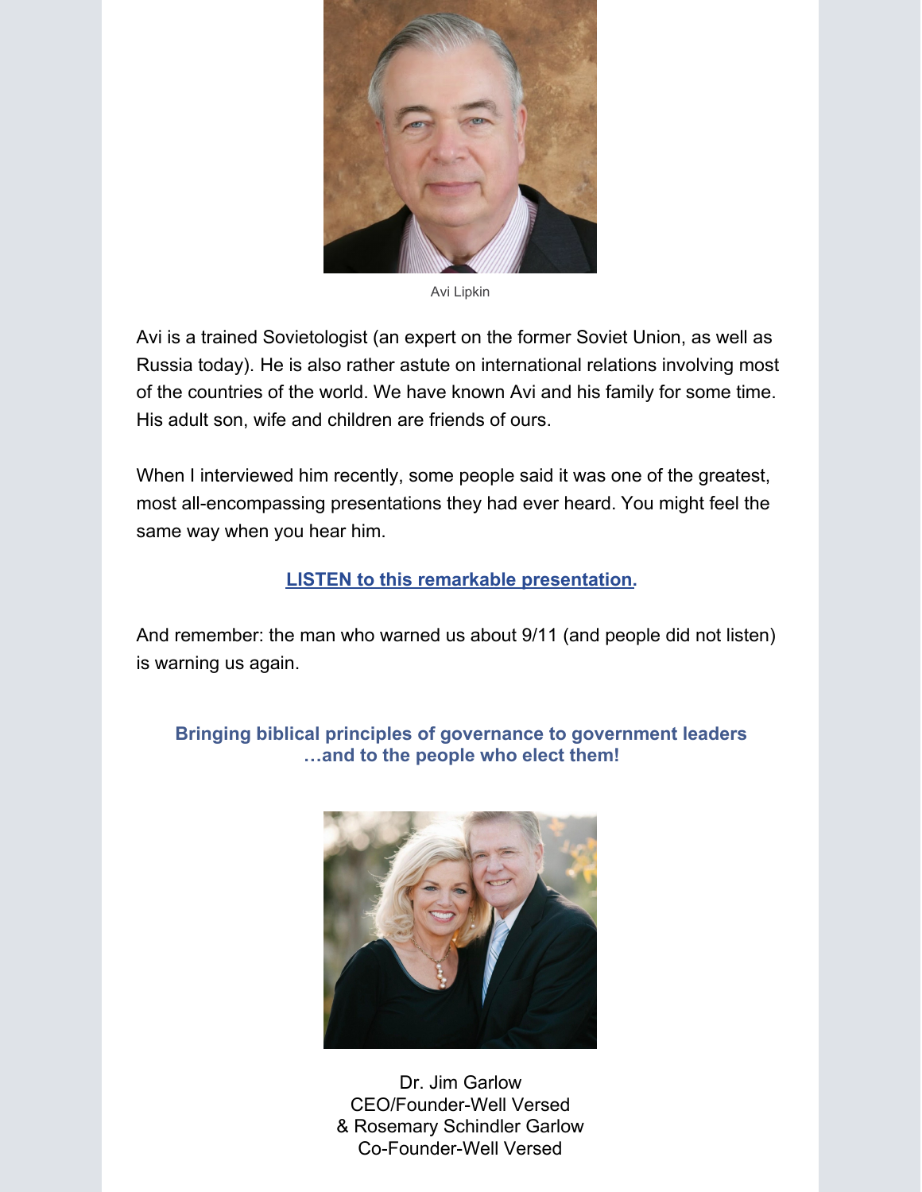Avi Lipkin

Avi is a trained Sovietologist (an expert on the former Soviet Union, as well as Russia today). He is also rather astute on international relations involving most of the countries of the world. We have known Avi and his family for some time. His adult son, wife and children are friends of ours.

When I interviewed him recently, some people said it was one of the greatest, most all-encompassing presentations they had ever heard. You might feel the same way when you hear him.

**LISTEN to this remarkable presentation.**

And remember: the man who warned us about 9/11 (and people did not listen) is warning us again.

**Bringing biblical principles of governance to government leaders …and to the people who elect them!**

Dr. Jim Garlow
CEO/Founder-Well Versed
& Rosemary Schindler Garlow
Co-Founder-Well Versed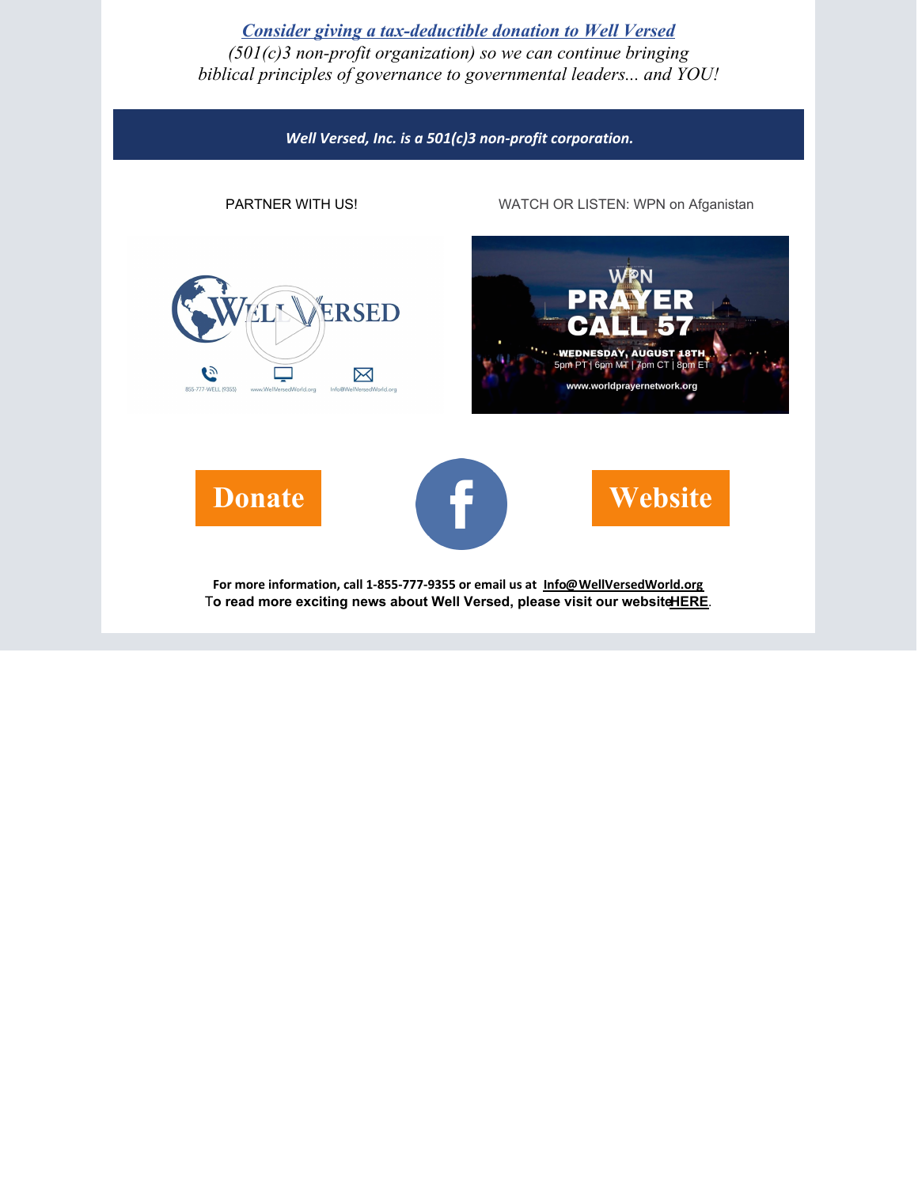***Consider giving a tax-deductible donation to Well Versed***
*(501(c)3 non-profit organization) so we can continue bringing biblical principles of governance to governmental leaders... and YOU!*

***Well Versed, Inc. is a 501(c)3 non-profit corporation.***

PARTNER WITH US!

WATCH OR LISTEN: WPN on Afganistan

Donate

Website

**For more information, call 1-855-777-9355 or email us at Info@WellVersedWorld.org**
**To read more exciting news about Well Versed, please visit our website HERE.**